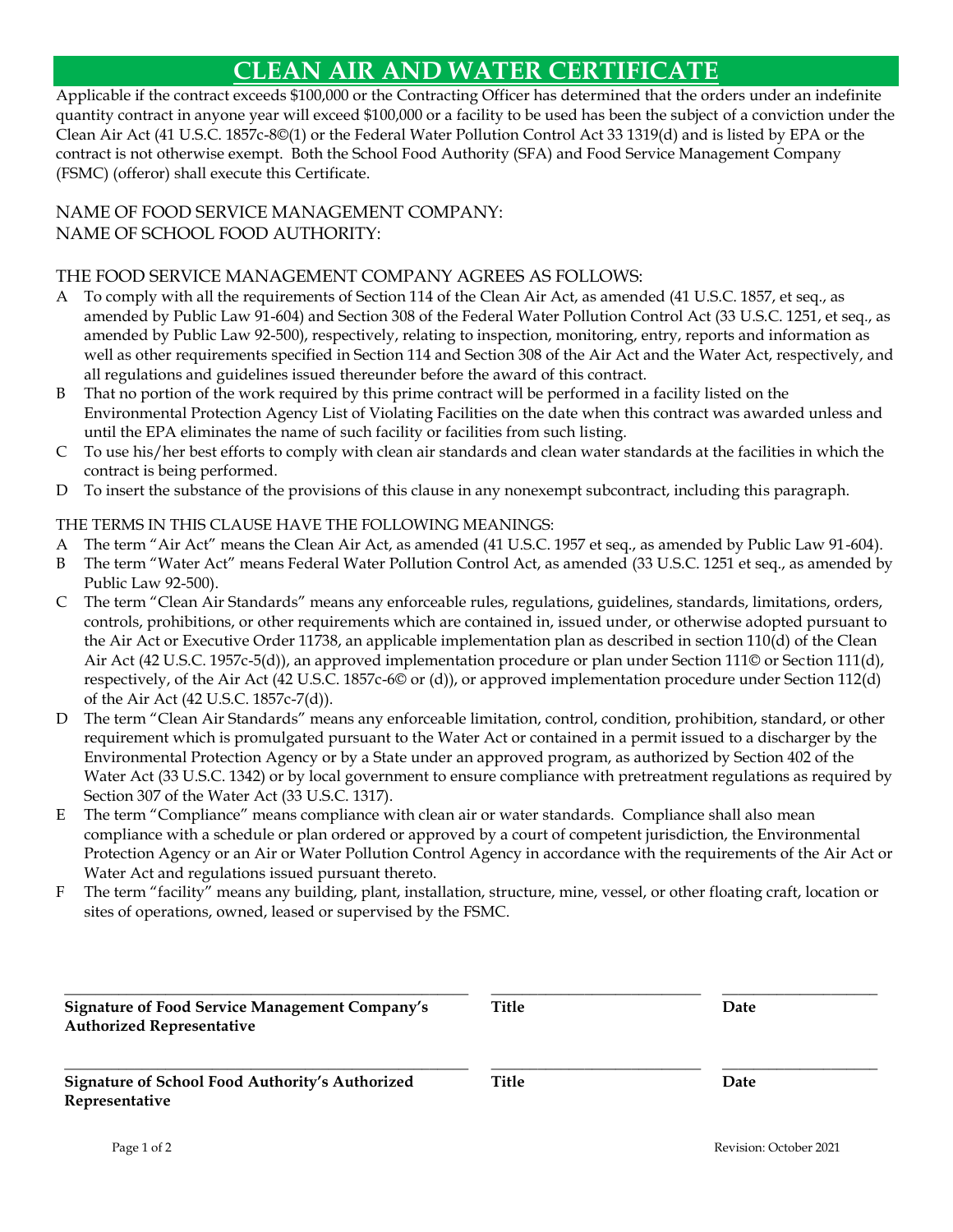# CLEAN AIR AND WATER CERTIFICATE

Applicable if the contract exceeds $100,000 or the Contracting Officer has determined that the orders under an indefinite quantity contract in anyone year will exceed $100,000 or a facility to be used has been the subject of a conviction under the Clean Air Act (41 U.S.C. 1857c-8©(1) or the Federal Water Pollution Control Act 33 1319(d) and is listed by EPA or the contract is not otherwise exempt. Both the School Food Authority (SFA) and Food Service Management Company (FSMC) (offeror) shall execute this Certificate.

NAME OF FOOD SERVICE MANAGEMENT COMPANY:
NAME OF SCHOOL FOOD AUTHORITY:

THE FOOD SERVICE MANAGEMENT COMPANY AGREES AS FOLLOWS:

A To comply with all the requirements of Section 114 of the Clean Air Act, as amended (41 U.S.C. 1857, et seq., as amended by Public Law 91-604) and Section 308 of the Federal Water Pollution Control Act (33 U.S.C. 1251, et seq., as amended by Public Law 92-500), respectively, relating to inspection, monitoring, entry, reports and information as well as other requirements specified in Section 114 and Section 308 of the Air Act and the Water Act, respectively, and all regulations and guidelines issued thereunder before the award of this contract.

B That no portion of the work required by this prime contract will be performed in a facility listed on the Environmental Protection Agency List of Violating Facilities on the date when this contract was awarded unless and until the EPA eliminates the name of such facility or facilities from such listing.

C To use his/her best efforts to comply with clean air standards and clean water standards at the facilities in which the contract is being performed.

D To insert the substance of the provisions of this clause in any nonexempt subcontract, including this paragraph.

THE TERMS IN THIS CLAUSE HAVE THE FOLLOWING MEANINGS:

A The term "Air Act" means the Clean Air Act, as amended (41 U.S.C. 1957 et seq., as amended by Public Law 91-604).

B The term "Water Act" means Federal Water Pollution Control Act, as amended (33 U.S.C. 1251 et seq., as amended by Public Law 92-500).

C The term "Clean Air Standards" means any enforceable rules, regulations, guidelines, standards, limitations, orders, controls, prohibitions, or other requirements which are contained in, issued under, or otherwise adopted pursuant to the Air Act or Executive Order 11738, an applicable implementation plan as described in section 110(d) of the Clean Air Act (42 U.S.C. 1957c-5(d)), an approved implementation procedure or plan under Section 111© or Section 111(d), respectively, of the Air Act (42 U.S.C. 1857c-6© or (d)), or approved implementation procedure under Section 112(d) of the Air Act (42 U.S.C. 1857c-7(d)).

D The term "Clean Air Standards" means any enforceable limitation, control, condition, prohibition, standard, or other requirement which is promulgated pursuant to the Water Act or contained in a permit issued to a discharger by the Environmental Protection Agency or by a State under an approved program, as authorized by Section 402 of the Water Act (33 U.S.C. 1342) or by local government to ensure compliance with pretreatment regulations as required by Section 307 of the Water Act (33 U.S.C. 1317).

E The term "Compliance" means compliance with clean air or water standards. Compliance shall also mean compliance with a schedule or plan ordered or approved by a court of competent jurisdiction, the Environmental Protection Agency or an Air or Water Pollution Control Agency in accordance with the requirements of the Air Act or Water Act and regulations issued pursuant thereto.

F The term "facility" means any building, plant, installation, structure, mine, vessel, or other floating craft, location or sites of operations, owned, leased or supervised by the FSMC.

| **Signature of Food Service Management Company's Authorized Representative** | **Title** | **Date** |
|---|---|---|
| **Signature of School Food Authority's Authorized Representative** | **Title** | **Date** |

Revision: October 2021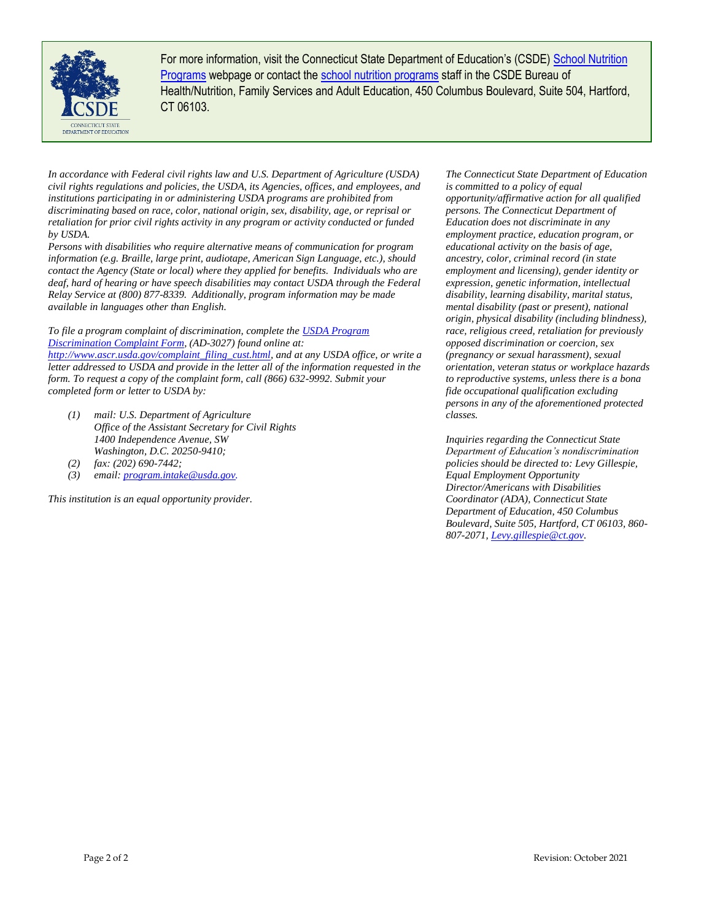For more information, visit the Connecticut State Department of Education's (CSDE) School Nutrition Programs webpage or contact the school nutrition programs staff in the CSDE Bureau of Health/Nutrition, Family Services and Adult Education, 450 Columbus Boulevard, Suite 504, Hartford, CT 06103.

*In accordance with Federal civil rights law and U.S. Department of Agriculture (USDA) civil rights regulations and policies, the USDA, its Agencies, offices, and employees, and institutions participating in or administering USDA programs are prohibited from discriminating based on race, color, national origin, sex, disability, age, or reprisal or retaliation for prior civil rights activity in any program or activity conducted or funded by USDA.*

*Persons with disabilities who require alternative means of communication for program information (e.g. Braille, large print, audiotape, American Sign Language, etc.), should contact the Agency (State or local) where they applied for benefits. Individuals who are deaf, hard of hearing or have speech disabilities may contact USDA through the Federal Relay Service at (800) 877-8339. Additionally, program information may be made available in languages other than English.*

*To file a program complaint of discrimination, complete the USDA Program Discrimination Complaint Form, (AD-3027) found online at: http://www.ascr.usda.gov/complaint_filing_cust.html, and at any USDA office, or write a letter addressed to USDA and provide in the letter all of the information requested in the form. To request a copy of the complaint form, call (866) 632-9992. Submit your completed form or letter to USDA by:*

*(1) mail: U.S. Department of Agriculture*
*Office of the Assistant Secretary for Civil Rights*
*1400 Independence Avenue, SW*
*Washington, D.C. 20250-9410;*

*(2) fax: (202) 690-7442;*

*(3) email: program.intake@usda.gov.*

*This institution is an equal opportunity provider.*

*The Connecticut State Department of Education is committed to a policy of equal opportunity/affirmative action for all qualified persons. The Connecticut Department of Education does not discriminate in any employment practice, education program, or educational activity on the basis of age, ancestry, color, criminal record (in state employment and licensing), gender identity or expression, genetic information, intellectual disability, learning disability, marital status, mental disability (past or present), national origin, physical disability (including blindness), race, religious creed, retaliation for previously opposed discrimination or coercion, sex (pregnancy or sexual harassment), sexual orientation, veteran status or workplace hazards to reproductive systems, unless there is a bona fide occupational qualification excluding persons in any of the aforementioned protected classes.*

*Inquiries regarding the Connecticut State Department of Education's nondiscrimination policies should be directed to: Levy Gillespie, Equal Employment Opportunity Director/Americans with Disabilities Coordinator (ADA), Connecticut State Department of Education, 450 Columbus Boulevard, Suite 505, Hartford, CT 06103, 860-807-2071, Levy.gillespie@ct.gov.*

Revision: October 2021